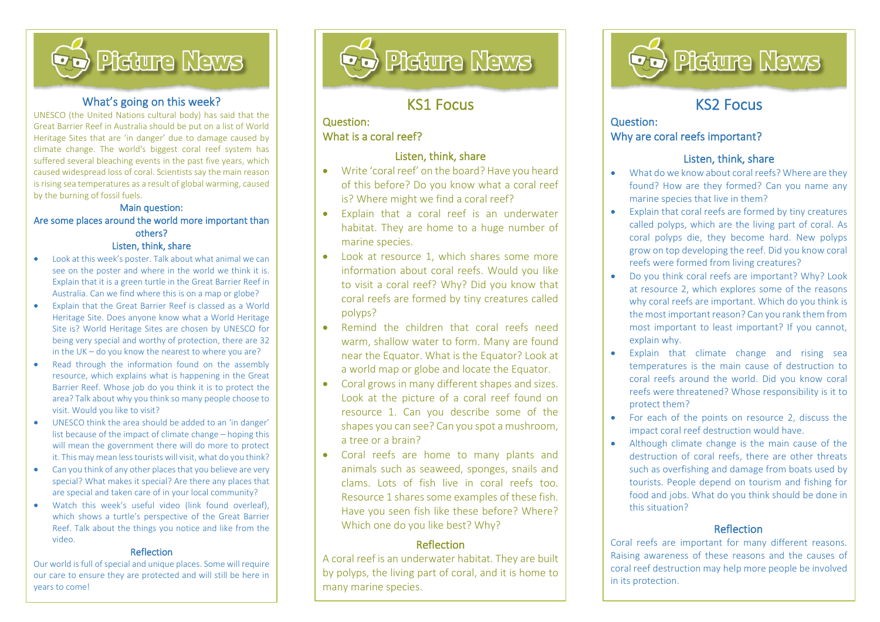# Picture News

## What's going on this week?

UNESCO (the United Nations cultural body) has said that the Great Barrier Reef in Australia should be put on a list of World Heritage Sites that are 'in danger' due to damage caused by climate change. The world's biggest coral reef system has suffered several bleaching events in the past five years, which caused widespread loss of coral. Scientists say the main reason is rising sea temperatures as a result of global warming, caused by the burning of fossil fuels.

### Main question:

### Are some places around the world more important than others?

### Listen, think, share

- Look at this week's poster. Talk about what animal we can see on the poster and where in the world we think it is. Explain that it is a green turtle in the Great Barrier Reef in Australia. Can we find where this is on a map or globe?
- Explain that the Great Barrier Reef is classed as a World Heritage Site. Does anyone know what a World Heritage Site is? World Heritage Sites are chosen by UNESCO for being very special and worthy of protection, there are 32 in the UK – do you know the nearest to where you are?
- Read through the information found on the assembly resource, which explains what is happening in the Great Barrier Reef. Whose job do you think it is to protect the area? Talk about why you think so many people choose to visit. Would you like to visit?
- UNESCO think the area should be added to an 'in danger' list because of the impact of climate change – hoping this will mean the government there will do more to protect it. This may mean less tourists will visit, what do you think?
- Can you think of any other places that you believe are very special? What makes it special? Are there any places that are special and taken care of in your local community?
- Watch this week's useful video (link found overleaf), which shows a turtle's perspective of the Great Barrier Reef. Talk about the things you notice and like from the video.

### Reflection

Our world is full of special and unique places. Some will require our care to ensure they are protected and will still be here in years to come!

# Picture News

## KS1 Focus

Question:
What is a coral reef?

### Listen, think, share

- Write 'coral reef' on the board? Have you heard of this before? Do you know what a coral reef is? Where might we find a coral reef?
- Explain that a coral reef is an underwater habitat. They are home to a huge number of marine species.
- Look at resource 1, which shares some more information about coral reefs. Would you like to visit a coral reef? Why? Did you know that coral reefs are formed by tiny creatures called polyps?
- Remind the children that coral reefs need warm, shallow water to form. Many are found near the Equator. What is the Equator? Look at a world map or globe and locate the Equator.
- Coral grows in many different shapes and sizes. Look at the picture of a coral reef found on resource 1. Can you describe some of the shapes you can see? Can you spot a mushroom, a tree or a brain?
- Coral reefs are home to many plants and animals such as seaweed, sponges, snails and clams. Lots of fish live in coral reefs too. Resource 1 shares some examples of these fish. Have you seen fish like these before? Where? Which one do you like best? Why?

### Reflection

A coral reef is an underwater habitat. They are built by polyps, the living part of coral, and it is home to many marine species.

# Picture News

## KS2 Focus

Question:
Why are coral reefs important?

### Listen, think, share

- What do we know about coral reefs? Where are they found? How are they formed? Can you name any marine species that live in them?
- Explain that coral reefs are formed by tiny creatures called polyps, which are the living part of coral. As coral polyps die, they become hard. New polyps grow on top developing the reef. Did you know coral reefs were formed from living creatures?
- Do you think coral reefs are important? Why? Look at resource 2, which explores some of the reasons why coral reefs are important. Which do you think is the most important reason? Can you rank them from most important to least important? If you cannot, explain why.
- Explain that climate change and rising sea temperatures is the main cause of destruction to coral reefs around the world. Did you know coral reefs were threatened? Whose responsibility is it to protect them?
- For each of the points on resource 2, discuss the impact coral reef destruction would have.
- Although climate change is the main cause of the destruction of coral reefs, there are other threats such as overfishing and damage from boats used by tourists. People depend on tourism and fishing for food and jobs. What do you think should be done in this situation?

### Reflection

Coral reefs are important for many different reasons. Raising awareness of these reasons and the causes of coral reef destruction may help more people be involved in its protection.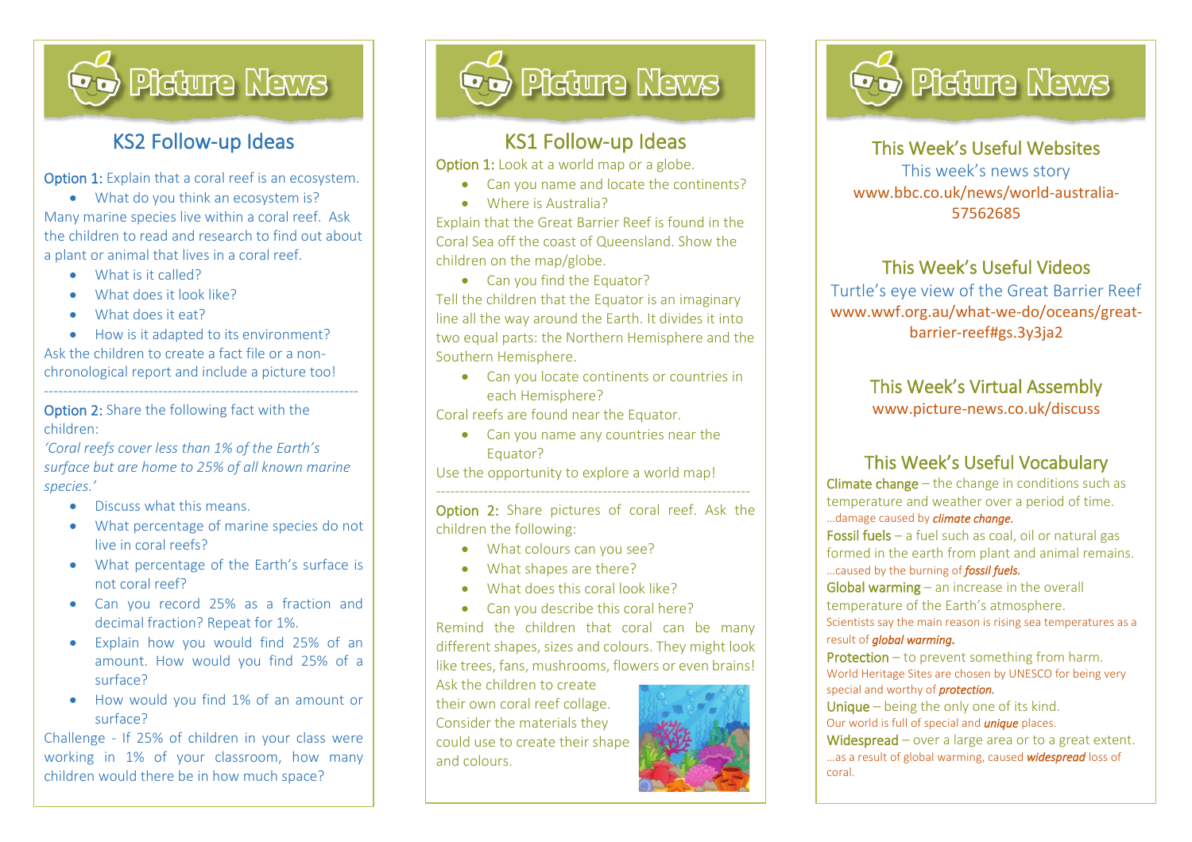# Picture News

## KS2 Follow-up Ideas

Option 1: Explain that a coral reef is an ecosystem.

- What do you think an ecosystem is?

Many marine species live within a coral reef. Ask the children to read and research to find out about a plant or animal that lives in a coral reef.

- What is it called?
- What does it look like?
- What does it eat?
- How is it adapted to its environment?

Ask the children to create a fact file or a non-chronological report and include a picture too!

---

Option 2: Share the following fact with the children:

*'Coral reefs cover less than 1% of the Earth's surface but are home to 25% of all known marine species.'*

- Discuss what this means.
- What percentage of marine species do not live in coral reefs?
- What percentage of the Earth's surface is not coral reef?
- Can you record 25% as a fraction and decimal fraction? Repeat for 1%.
- Explain how you would find 25% of an amount. How would you find 25% of a surface?
- How would you find 1% of an amount or surface?

Challenge - If 25% of children in your class were working in 1% of your classroom, how many children would there be in how much space?

# Picture News

## KS1 Follow-up Ideas

Option 1: Look at a world map or a globe.

- Can you name and locate the continents?
- Where is Australia?

Explain that the Great Barrier Reef is found in the Coral Sea off the coast of Queensland. Show the children on the map/globe.

- Can you find the Equator?

Tell the children that the Equator is an imaginary line all the way around the Earth. It divides it into two equal parts: the Northern Hemisphere and the Southern Hemisphere.

- Can you locate continents or countries in each Hemisphere?

Coral reefs are found near the Equator.

- Can you name any countries near the Equator?

Use the opportunity to explore a world map!

---

Option 2: Share pictures of coral reef. Ask the children the following:

- What colours can you see?
- What shapes are there?
- What does this coral look like?
- Can you describe this coral here?

Remind the children that coral can be many different shapes, sizes and colours. They might look like trees, fans, mushrooms, flowers or even brains!

Ask the children to create their own coral reef collage. Consider the materials they could use to create their shape and colours.

# Picture News

## This Week's Useful Websites

This week's news story
www.bbc.co.uk/news/world-australia-57562685

## This Week's Useful Videos

Turtle's eye view of the Great Barrier Reef
www.wwf.org.au/what-we-do/oceans/great-barrier-reef#gs.3y3ja2

## This Week's Virtual Assembly

www.picture-news.co.uk/discuss

## This Week's Useful Vocabulary

**Climate change** – the change in conditions such as temperature and weather over a period of time.
…damage caused by ***climate change.***

**Fossil fuels** – a fuel such as coal, oil or natural gas formed in the earth from plant and animal remains.
…caused by the burning of ***fossil fuels.***

**Global warming** – an increase in the overall temperature of the Earth's atmosphere.
Scientists say the main reason is rising sea temperatures as a result of ***global warming.***

**Protection** – to prevent something from harm.
World Heritage Sites are chosen by UNESCO for being very special and worthy of ***protection.***

**Unique** – being the only one of its kind.
Our world is full of special and ***unique*** places.

**Widespread** – over a large area or to a great extent.
…as a result of global warming, caused ***widespread*** loss of coral.